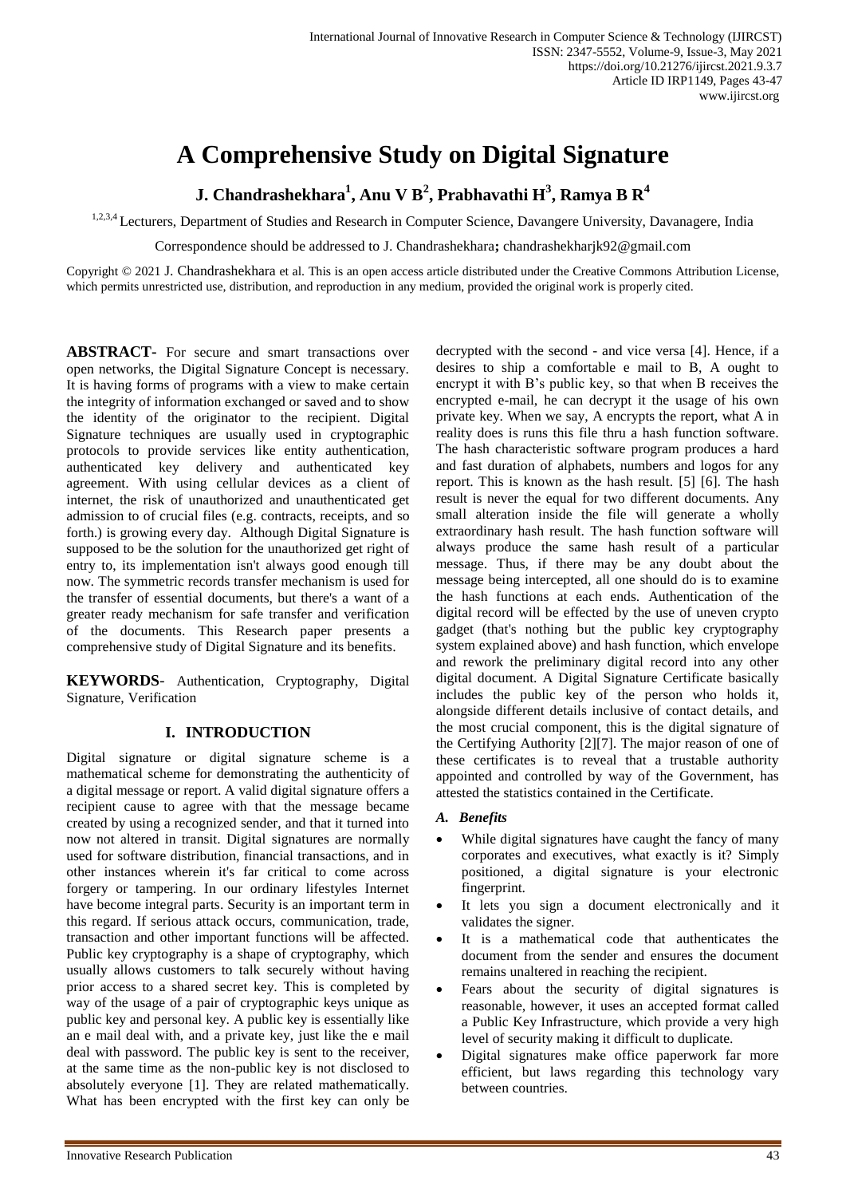# A Comprehensive Study on Digital Signature

**J. Chandrashekhara[1], Anu V B[2], Prabhavathi H[3], Ramya B R[4]**

[1,2,3,4] Lecturers, Department of Studies and Research in Computer Science, Davangere University, Davanagere, India

Correspondence should be addressed to J. Chandrashekhara**;** chandrashekharjk92@gmail.com

Copyright © 2021 J. Chandrashekhara et al. This is an open access article distributed under the Creative Commons Attribution License, which permits unrestricted use, distribution, and reproduction in any medium, provided the original work is properly cited.

**ABSTRACT-** For secure and smart transactions over open networks, the Digital Signature Concept is necessary. It is having forms of programs with a view to make certain the integrity of information exchanged or saved and to show the identity of the originator to the recipient. Digital Signature techniques are usually used in cryptographic protocols to provide services like entity authentication, authenticated key delivery and authenticated key agreement. With using cellular devices as a client of internet, the risk of unauthorized and unauthenticated get admission to of crucial files (e.g. contracts, receipts, and so forth.) is growing every day. Although Digital Signature is supposed to be the solution for the unauthorized get right of entry to, its implementation isn't always good enough till now. The symmetric records transfer mechanism is used for the transfer of essential documents, but there's a want of a greater ready mechanism for safe transfer and verification of the documents. This Research paper presents a comprehensive study of Digital Signature and its benefits.

**KEYWORDS-** Authentication, Cryptography, Digital Signature, Verification

## I. INTRODUCTION

Digital signature or digital signature scheme is a mathematical scheme for demonstrating the authenticity of a digital message or report. A valid digital signature offers a recipient cause to agree with that the message became created by using a recognized sender, and that it turned into now not altered in transit. Digital signatures are normally used for software distribution, financial transactions, and in other instances wherein it's far critical to come across forgery or tampering. In our ordinary lifestyles Internet have become integral parts. Security is an important term in this regard. If serious attack occurs, communication, trade, transaction and other important functions will be affected. Public key cryptography is a shape of cryptography, which usually allows customers to talk securely without having prior access to a shared secret key. This is completed by way of the usage of a pair of cryptographic keys unique as public key and personal key. A public key is essentially like an e mail deal with, and a private key, just like the e mail deal with password. The public key is sent to the receiver, at the same time as the non-public key is not disclosed to absolutely everyone [1]. They are related mathematically. What has been encrypted with the first key can only be decrypted with the second - and vice versa [4]. Hence, if a desires to ship a comfortable e mail to B, A ought to encrypt it with B's public key, so that when B receives the encrypted e-mail, he can decrypt it the usage of his own private key. When we say, A encrypts the report, what A in reality does is runs this file thru a hash function software. The hash characteristic software program produces a hard and fast duration of alphabets, numbers and logos for any report. This is known as the hash result. [5] [6]. The hash result is never the equal for two different documents. Any small alteration inside the file will generate a wholly extraordinary hash result. The hash function software will always produce the same hash result of a particular message. Thus, if there may be any doubt about the message being intercepted, all one should do is to examine the hash functions at each ends. Authentication of the digital record will be effected by the use of uneven crypto gadget (that's nothing but the public key cryptography system explained above) and hash function, which envelope and rework the preliminary digital record into any other digital document. A Digital Signature Certificate basically includes the public key of the person who holds it, alongside different details inclusive of contact details, and the most crucial component, this is the digital signature of the Certifying Authority [2][7]. The major reason of one of these certificates is to reveal that a trustable authority appointed and controlled by way of the Government, has attested the statistics contained in the Certificate.

### *A. Benefits*

- While digital signatures have caught the fancy of many corporates and executives, what exactly is it? Simply positioned, a digital signature is your electronic fingerprint.
- It lets you sign a document electronically and it validates the signer.
- It is a mathematical code that authenticates the document from the sender and ensures the document remains unaltered in reaching the recipient.
- Fears about the security of digital signatures is reasonable, however, it uses an accepted format called a Public Key Infrastructure, which provide a very high level of security making it difficult to duplicate.
- Digital signatures make office paperwork far more efficient, but laws regarding this technology vary between countries.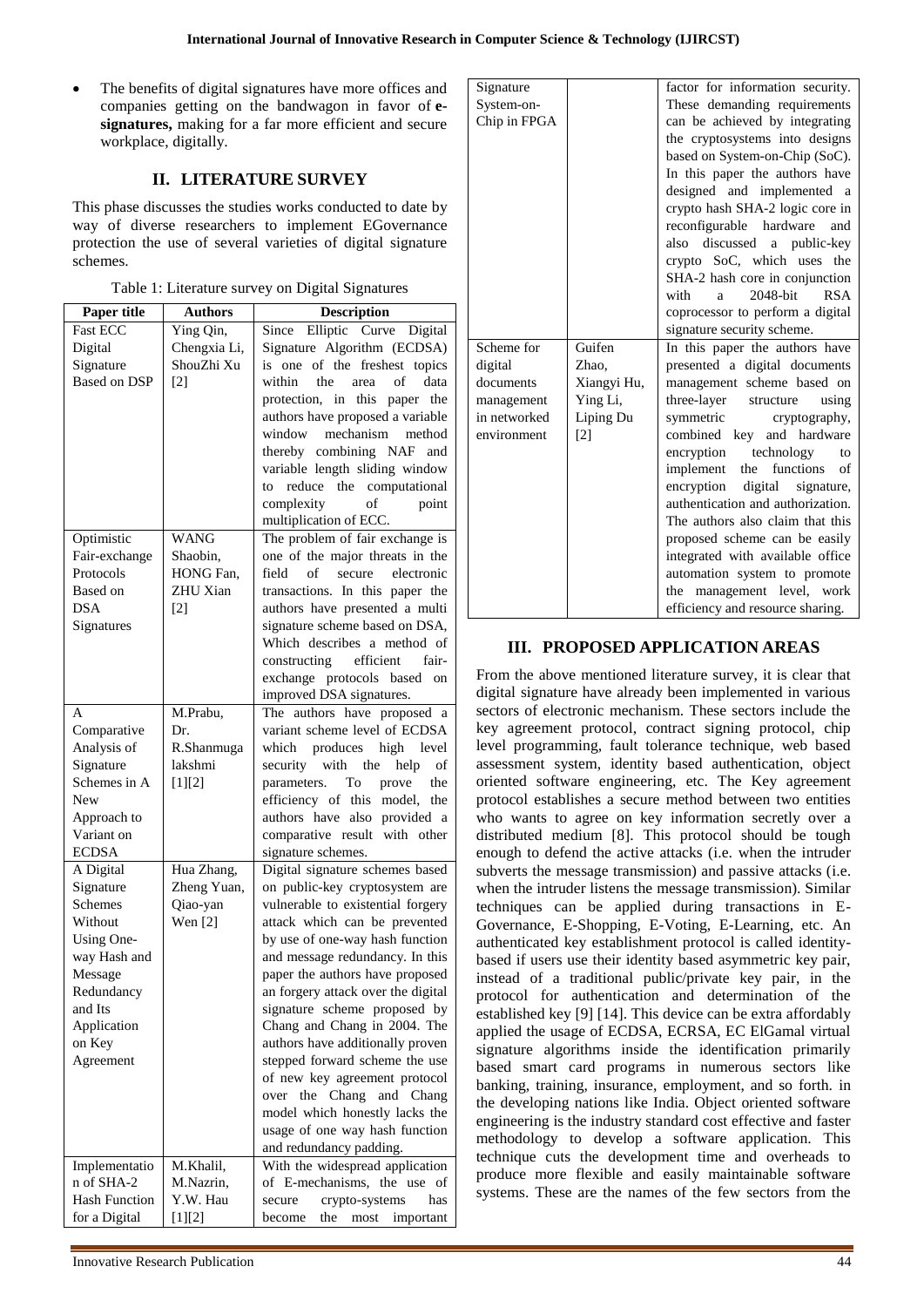- The benefits of digital signatures have more offices and companies getting on the bandwagon in favor of **e-signatures,** making for a far more efficient and secure workplace, digitally.

## II. LITERATURE SURVEY

This phase discusses the studies works conducted to date by way of diverse researchers to implement EGovernance protection the use of several varieties of digital signature schemes.

Table 1: Literature survey on Digital Signatures

| Paper title | Authors | Description |
|---|---|---|
| Fast ECC Digital Signature Based on DSP | Ying Qin, Chengxia Li, ShouZhi Xu [2] | Since Elliptic Curve Digital Signature Algorithm (ECDSA) is one of the freshest topics within the area of data protection, in this paper the authors have proposed a variable window mechanism method thereby combining NAF and variable length sliding window to reduce the computational complexity of point multiplication of ECC. |
| Optimistic Fair-exchange Protocols Based on DSA Signatures | WANG Shaobin, HONG Fan, ZHU Xian [2] | The problem of fair exchange is one of the major threats in the field of secure electronic transactions. In this paper the authors have presented a multi signature scheme based on DSA, Which describes a method of constructing efficient fair-exchange protocols based on improved DSA signatures. |
| A Comparative Analysis of Signature Schemes in A New Approach to Variant on ECDSA | M.Prabu, Dr. R.Shanmuga lakshmi [1][2] | The authors have proposed a variant scheme level of ECDSA which produces high level security with the help of parameters. To prove the efficiency of this model, the authors have also provided a comparative result with other signature schemes. |
| A Digital Signature Schemes Without Using One-way Hash and Message Redundancy and Its Application on Key Agreement | Hua Zhang, Zheng Yuan, Qiao-yan Wen [2] | Digital signature schemes based on public-key cryptosystem are vulnerable to existential forgery attack which can be prevented by use of one-way hash function and message redundancy. In this paper the authors have proposed an forgery attack over the digital signature scheme proposed by Chang and Chang in 2004. The authors have additionally proven stepped forward scheme the use of new key agreement protocol over the Chang and Chang model which honestly lacks the usage of one way hash function and redundancy padding. |
| Implementation of SHA-2 Hash Function for a Digital Signature System-on-Chip in FPGA | M.Khalil, M.Nazrin, Y.W. Hau [1][2] | With the widespread application of E-mechanisms, the use of secure crypto-systems has become the most important factor for information security. These demanding requirements can be achieved by integrating the cryptosystems into designs based on System-on-Chip (SoC). In this paper the authors have designed and implemented a crypto hash SHA-2 logic core in reconfigurable hardware and also discussed a public-key crypto SoC, which uses the SHA-2 hash core in conjunction with a 2048-bit RSA coprocessor to perform a digital signature security scheme. |
| Scheme for digital documents management in networked environment | Guifen Zhao, Xiangyi Hu, Ying Li, Liping Du [2] | In this paper the authors have presented a digital documents management scheme based on three-layer structure using symmetric cryptography, combined key and hardware encryption technology to implement the functions of encryption digital signature, authentication and authorization. The authors also claim that this proposed scheme can be easily integrated with available office automation system to promote the management level, work efficiency and resource sharing. |

## III. PROPOSED APPLICATION AREAS

From the above mentioned literature survey, it is clear that digital signature have already been implemented in various sectors of electronic mechanism. These sectors include the key agreement protocol, contract signing protocol, chip level programming, fault tolerance technique, web based assessment system, identity based authentication, object oriented software engineering, etc. The Key agreement protocol establishes a secure method between two entities who wants to agree on key information secretly over a distributed medium [8]. This protocol should be tough enough to defend the active attacks (i.e. when the intruder subverts the message transmission) and passive attacks (i.e. when the intruder listens the message transmission). Similar techniques can be applied during transactions in E-Governance, E-Shopping, E-Voting, E-Learning, etc. An authenticated key establishment protocol is called identity-based if users use their identity based asymmetric key pair, instead of a traditional public/private key pair, in the protocol for authentication and determination of the established key [9] [14]. This device can be extra affordably applied the usage of ECDSA, ECRSA, EC ElGamal virtual signature algorithms inside the identification primarily based smart card programs in numerous sectors like banking, training, insurance, employment, and so forth. in the developing nations like India. Object oriented software engineering is the industry standard cost effective and faster methodology to develop a software application. This technique cuts the development time and overheads to produce more flexible and easily maintainable software systems. These are the names of the few sectors from the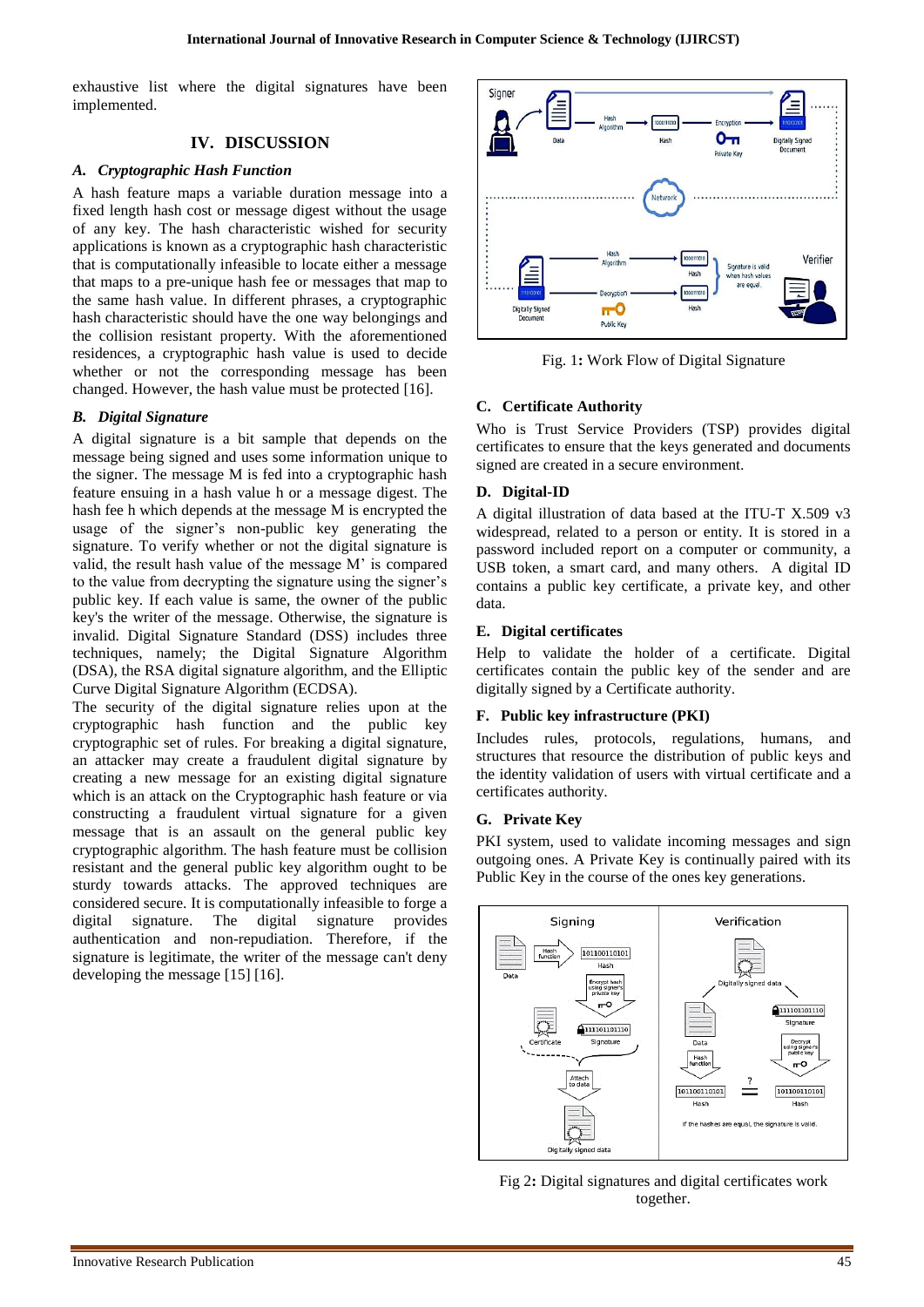exhaustive list where the digital signatures have been implemented.

## IV. DISCUSSION

### *A. Cryptographic Hash Function*

A hash feature maps a variable duration message into a fixed length hash cost or message digest without the usage of any key. The hash characteristic wished for security applications is known as a cryptographic hash characteristic that is computationally infeasible to locate either a message that maps to a pre-unique hash fee or messages that map to the same hash value. In different phrases, a cryptographic hash characteristic should have the one way belongings and the collision resistant property. With the aforementioned residences, a cryptographic hash value is used to decide whether or not the corresponding message has been changed. However, the hash value must be protected [16].

### *B. Digital Signature*

A digital signature is a bit sample that depends on the message being signed and uses some information unique to the signer. The message M is fed into a cryptographic hash feature ensuing in a hash value h or a message digest. The hash fee h which depends at the message M is encrypted the usage of the signer's non-public key generating the signature. To verify whether or not the digital signature is valid, the result hash value of the message M' is compared to the value from decrypting the signature using the signer's public key. If each value is same, the owner of the public key's the writer of the message. Otherwise, the signature is invalid. Digital Signature Standard (DSS) includes three techniques, namely; the Digital Signature Algorithm (DSA), the RSA digital signature algorithm, and the Elliptic Curve Digital Signature Algorithm (ECDSA).

The security of the digital signature relies upon at the cryptographic hash function and the public key cryptographic set of rules. For breaking a digital signature, an attacker may create a fraudulent digital signature by creating a new message for an existing digital signature which is an attack on the Cryptographic hash feature or via constructing a fraudulent virtual signature for a given message that is an assault on the general public key cryptographic algorithm. The hash feature must be collision resistant and the general public key algorithm ought to be sturdy towards attacks. The approved techniques are considered secure. It is computationally infeasible to forge a digital signature. The digital signature provides authentication and non-repudiation. Therefore, if the signature is legitimate, the writer of the message can't deny developing the message [15] [16].

Fig. 1: Work Flow of Digital Signature

### C. Certificate Authority

Who is Trust Service Providers (TSP) provides digital certificates to ensure that the keys generated and documents signed are created in a secure environment.

### D. Digital-ID

A digital illustration of data based at the ITU-T X.509 v3 widespread, related to a person or entity. It is stored in a password included report on a computer or community, a USB token, a smart card, and many others. A digital ID contains a public key certificate, a private key, and other data.

### E. Digital certificates

Help to validate the holder of a certificate. Digital certificates contain the public key of the sender and are digitally signed by a Certificate authority.

### F. Public key infrastructure (PKI)

Includes rules, protocols, regulations, humans, and structures that resource the distribution of public keys and the identity validation of users with virtual certificate and a certificates authority.

### G. Private Key

PKI system, used to validate incoming messages and sign outgoing ones. A Private Key is continually paired with its Public Key in the course of the ones key generations.

Fig 2: Digital signatures and digital certificates work together.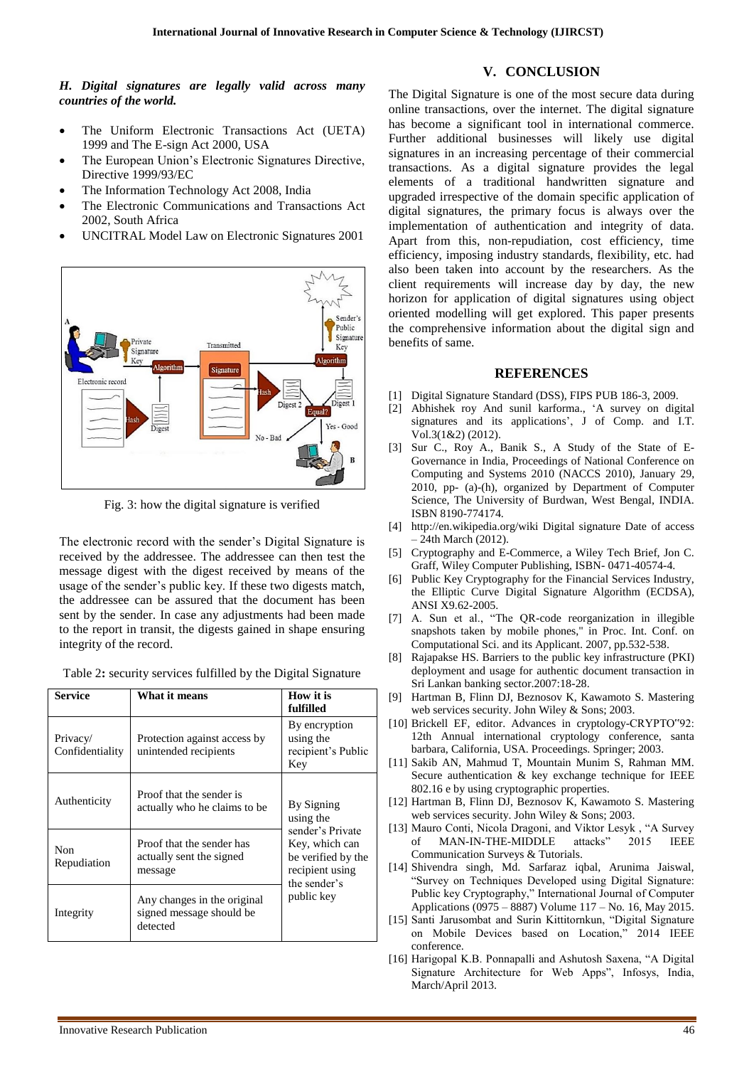*H. Digital signatures are legally valid across many countries of the world.*

- The Uniform Electronic Transactions Act (UETA) 1999 and The E-sign Act 2000, USA
- The European Union's Electronic Signatures Directive, Directive 1999/93/EC
- The Information Technology Act 2008, India
- The Electronic Communications and Transactions Act 2002, South Africa
- UNCITRAL Model Law on Electronic Signatures 2001

Fig. 3: how the digital signature is verified

The electronic record with the sender's Digital Signature is received by the addressee. The addressee can then test the message digest with the digest received by means of the usage of the sender's public key. If these two digests match, the addressee can be assured that the document has been sent by the sender. In case any adjustments had been made to the report in transit, the digests gained in shape ensuring integrity of the record.

Table 2**:** security services fulfilled by the Digital Signature

| Service | What it means | How it is fulfilled |
|---|---|---|
| Privacy/ Confidentiality | Protection against access by unintended recipients | By encryption using the recipient's Public Key |
| Authenticity | Proof that the sender is actually who he claims to be | By Signing using the sender's Private Key, which can be verified by the recipient using the sender's public key |
| Non Repudiation | Proof that the sender has actually sent the signed message | |
| Integrity | Any changes in the original signed message should be detected | |

## V. CONCLUSION

The Digital Signature is one of the most secure data during online transactions, over the internet. The digital signature has become a significant tool in international commerce. Further additional businesses will likely use digital signatures in an increasing percentage of their commercial transactions. As a digital signature provides the legal elements of a traditional handwritten signature and upgraded irrespective of the domain specific application of digital signatures, the primary focus is always over the implementation of authentication and integrity of data. Apart from this, non-repudiation, cost efficiency, time efficiency, imposing industry standards, flexibility, etc. had also been taken into account by the researchers. As the client requirements will increase day by day, the new horizon for application of digital signatures using object oriented modelling will get explored. This paper presents the comprehensive information about the digital sign and benefits of same.

## REFERENCES

[1] Digital Signature Standard (DSS), FIPS PUB 186-3, 2009.

[2] Abhishek roy And sunil karforma., 'A survey on digital signatures and its applications', J of Comp. and I.T. Vol.3(1&2) (2012).

[3] Sur C., Roy A., Banik S., A Study of the State of E-Governance in India, Proceedings of National Conference on Computing and Systems 2010 (NACCS 2010), January 29, 2010, pp- (a)-(h), organized by Department of Computer Science, The University of Burdwan, West Bengal, INDIA. ISBN 8190-774174.

[4] http://en.wikipedia.org/wiki Digital signature Date of access – 24th March (2012).

[5] Cryptography and E-Commerce, a Wiley Tech Brief, Jon C. Graff, Wiley Computer Publishing, ISBN- 0471-40574-4.

[6] Public Key Cryptography for the Financial Services Industry, the Elliptic Curve Digital Signature Algorithm (ECDSA), ANSI X9.62-2005.

[7] A. Sun et al., "The QR-code reorganization in illegible snapshots taken by mobile phones," in Proc. Int. Conf. on Computational Sci. and its Applicant. 2007, pp.532-538.

[8] Rajapakse HS. Barriers to the public key infrastructure (PKI) deployment and usage for authentic document transaction in Sri Lankan banking sector.2007:18-28.

[9] Hartman B, Flinn DJ, Beznosov K, Kawamoto S. Mastering web services security. John Wiley & Sons; 2003.

[10] Brickell EF, editor. Advances in cryptology-CRYPTO"92: 12th Annual international cryptology conference, santa barbara, California, USA. Proceedings. Springer; 2003.

[11] Sakib AN, Mahmud T, Mountain Munim S, Rahman MM. Secure authentication & key exchange technique for IEEE 802.16 e by using cryptographic properties.

[12] Hartman B, Flinn DJ, Beznosov K, Kawamoto S. Mastering web services security. John Wiley & Sons; 2003.

[13] Mauro Conti, Nicola Dragoni, and Viktor Lesyk , "A Survey of MAN-IN-THE-MIDDLE attacks" 2015 IEEE Communication Surveys & Tutorials.

[14] Shivendra singh, Md. Sarfaraz iqbal, Arunima Jaiswal, "Survey on Techniques Developed using Digital Signature: Public key Cryptography," International Journal of Computer Applications (0975 – 8887) Volume 117 – No. 16, May 2015.

[15] Santi Jarusombat and Surin Kittitornkun, "Digital Signature on Mobile Devices based on Location," 2014 IEEE conference.

[16] Harigopal K.B. Ponnapalli and Ashutosh Saxena, "A Digital Signature Architecture for Web Apps", Infosys, India, March/April 2013.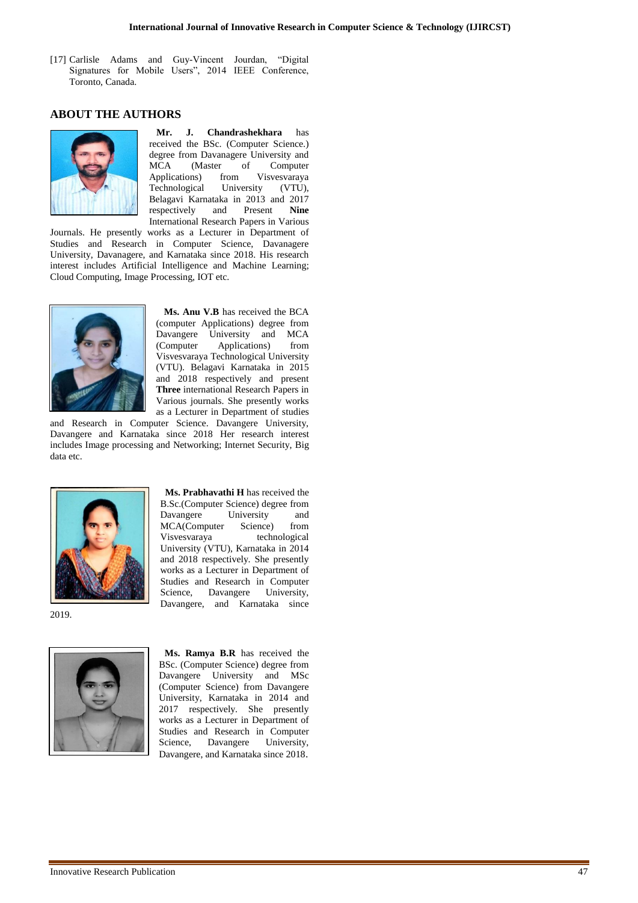[17] Carlisle Adams and Guy-Vincent Jourdan, "Digital Signatures for Mobile Users", 2014 IEEE Conference, Toronto, Canada.

## ABOUT THE AUTHORS

**Mr. J. Chandrashekhara** has received the BSc. (Computer Science.) degree from Davanagere University and MCA (Master of Computer Applications) from Visvesvaraya Technological University (VTU), Belagavi Karnataka in 2013 and 2017 respectively and Present **Nine** International Research Papers in Various Journals. He presently works as a Lecturer in Department of Studies and Research in Computer Science, Davanagere University, Davanagere, and Karnataka since 2018. His research interest includes Artificial Intelligence and Machine Learning; Cloud Computing, Image Processing, IOT etc.

**Ms. Anu V.B** has received the BCA (computer Applications) degree from Davangere University and MCA (Computer Applications) from Visvesvaraya Technological University (VTU). Belagavi Karnataka in 2015 and 2018 respectively and present **Three** international Research Papers in Various journals. She presently works as a Lecturer in Department of studies and Research in Computer Science. Davangere University, Davangere and Karnataka since 2018 Her research interest includes Image processing and Networking; Internet Security, Big data etc.

**Ms. Prabhavathi H** has received the B.Sc.(Computer Science) degree from Davangere University and MCA(Computer Science) from Visvesvaraya technological University (VTU), Karnataka in 2014 and 2018 respectively. She presently works as a Lecturer in Department of Studies and Research in Computer Science, Davangere University, Davangere, and Karnataka since 2019.

**Ms. Ramya B.R** has received the BSc. (Computer Science) degree from Davangere University and MSc (Computer Science) from Davangere University, Karnataka in 2014 and 2017 respectively. She presently works as a Lecturer in Department of Studies and Research in Computer Science, Davangere University, Davangere, and Karnataka since 2018.